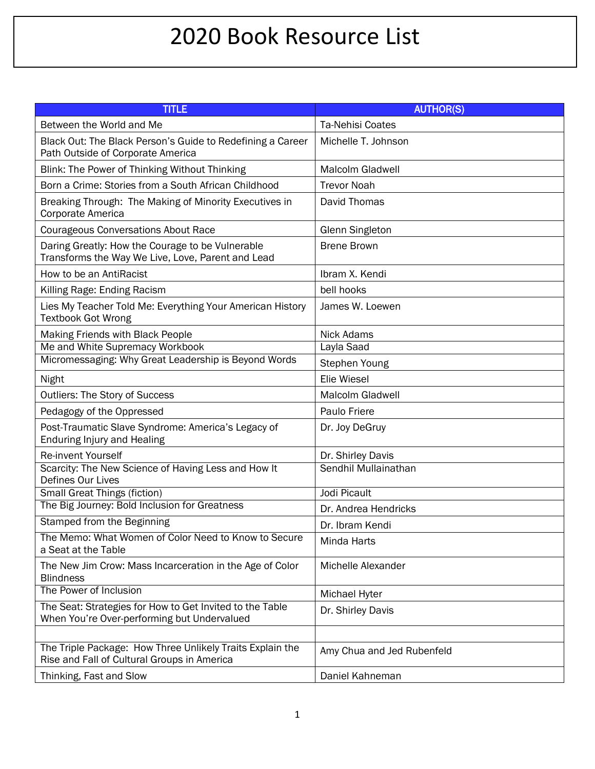# 2020 Book Resource List

| TITLE | AUTHOR(S) |
|---|---|
| Between the World and Me | Ta-Nehisi Coates |
| Black Out: The Black Person's Guide to Redefining a Career Path Outside of Corporate America | Michelle T. Johnson |
| Blink: The Power of Thinking Without Thinking | Malcolm Gladwell |
| Born a Crime: Stories from a South African Childhood | Trevor Noah |
| Breaking Through: The Making of Minority Executives in Corporate America | David Thomas |
| Courageous Conversations About Race | Glenn Singleton |
| Daring Greatly: How the Courage to be Vulnerable Transforms the Way We Live, Love, Parent and Lead | Brene Brown |
| How to be an AntiRacist | Ibram X. Kendi |
| Killing Rage: Ending Racism | bell hooks |
| Lies My Teacher Told Me: Everything Your American History Textbook Got Wrong | James W. Loewen |
| Making Friends with Black People | Nick Adams |
| Me and White Supremacy Workbook | Layla Saad |
| Micromessaging: Why Great Leadership is Beyond Words | Stephen Young |
| Night | Elie Wiesel |
| Outliers: The Story of Success | Malcolm Gladwell |
| Pedagogy of the Oppressed | Paulo Friere |
| Post-Traumatic Slave Syndrome: America's Legacy of Enduring Injury and Healing | Dr. Joy DeGruy |
| Re-invent Yourself | Dr. Shirley Davis |
| Scarcity: The New Science of Having Less and How It Defines Our Lives | Sendhil Mullainathan |
| Small Great Things (fiction) | Jodi Picault |
| The Big Journey: Bold Inclusion for Greatness | Dr. Andrea Hendricks |
| Stamped from the Beginning | Dr. Ibram Kendi |
| The Memo: What Women of Color Need to Know to Secure a Seat at the Table | Minda Harts |
| The New Jim Crow: Mass Incarceration in the Age of Color Blindness | Michelle Alexander |
| The Power of Inclusion | Michael Hyter |
| The Seat: Strategies for How to Get Invited to the Table When You're Over-performing but Undervalued | Dr. Shirley Davis |
| | |
| The Triple Package: How Three Unlikely Traits Explain the Rise and Fall of Cultural Groups in America | Amy Chua and Jed Rubenfeld |
| Thinking, Fast and Slow | Daniel Kahneman |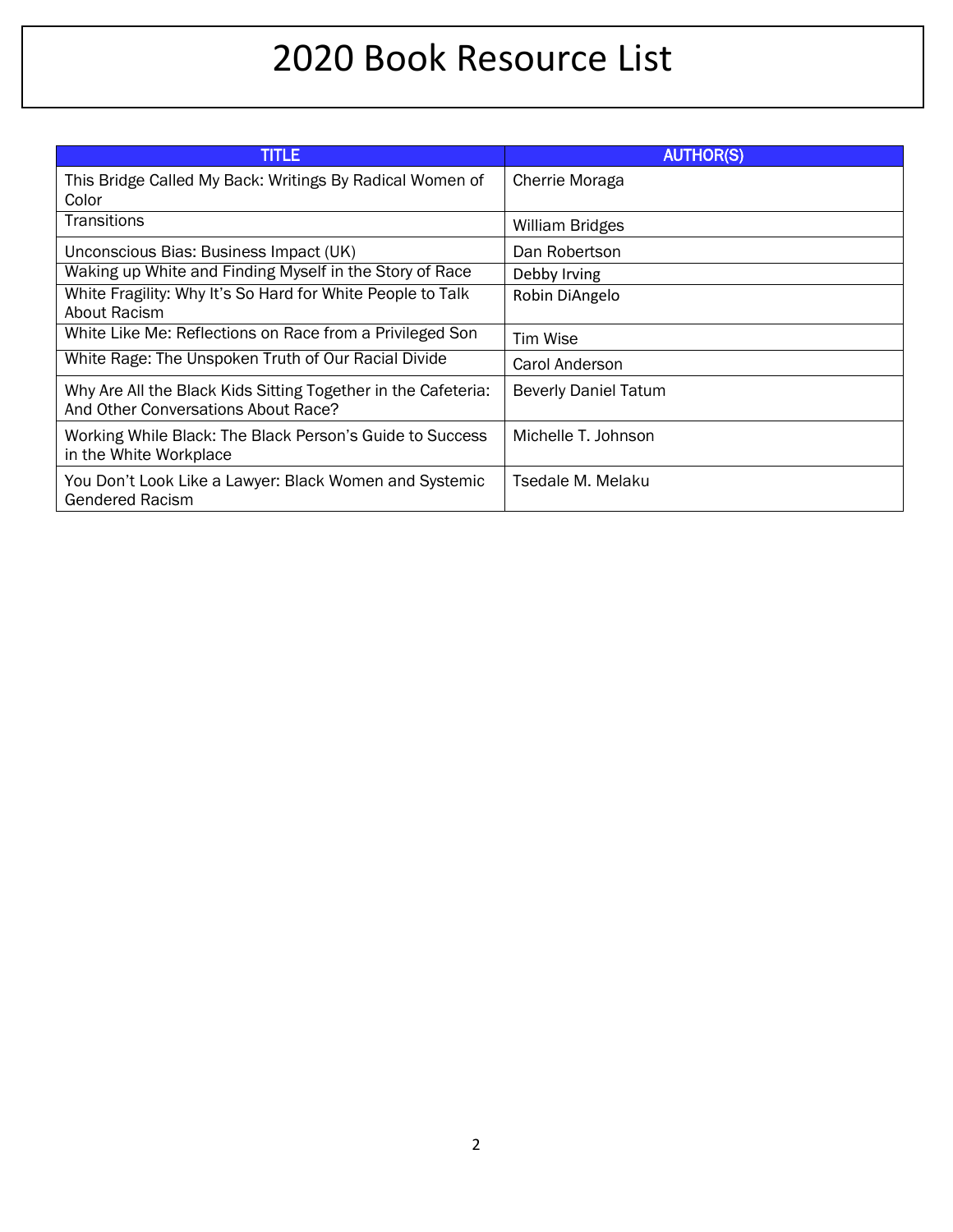# 2020 Book Resource List

| TITLE | AUTHOR(S) |
| --- | --- |
| This Bridge Called My Back: Writings By Radical Women of Color | Cherrie Moraga |
| Transitions | William Bridges |
| Unconscious Bias: Business Impact (UK) | Dan Robertson |
| Waking up White and Finding Myself in the Story of Race | Debby Irving |
| White Fragility: Why It's So Hard for White People to Talk About Racism | Robin DiAngelo |
| White Like Me: Reflections on Race from a Privileged Son | Tim Wise |
| White Rage: The Unspoken Truth of Our Racial Divide | Carol Anderson |
| Why Are All the Black Kids Sitting Together in the Cafeteria: And Other Conversations About Race? | Beverly Daniel Tatum |
| Working While Black: The Black Person's Guide to Success in the White Workplace | Michelle T. Johnson |
| You Don't Look Like a Lawyer: Black Women and Systemic Gendered Racism | Tsedale M. Melaku |